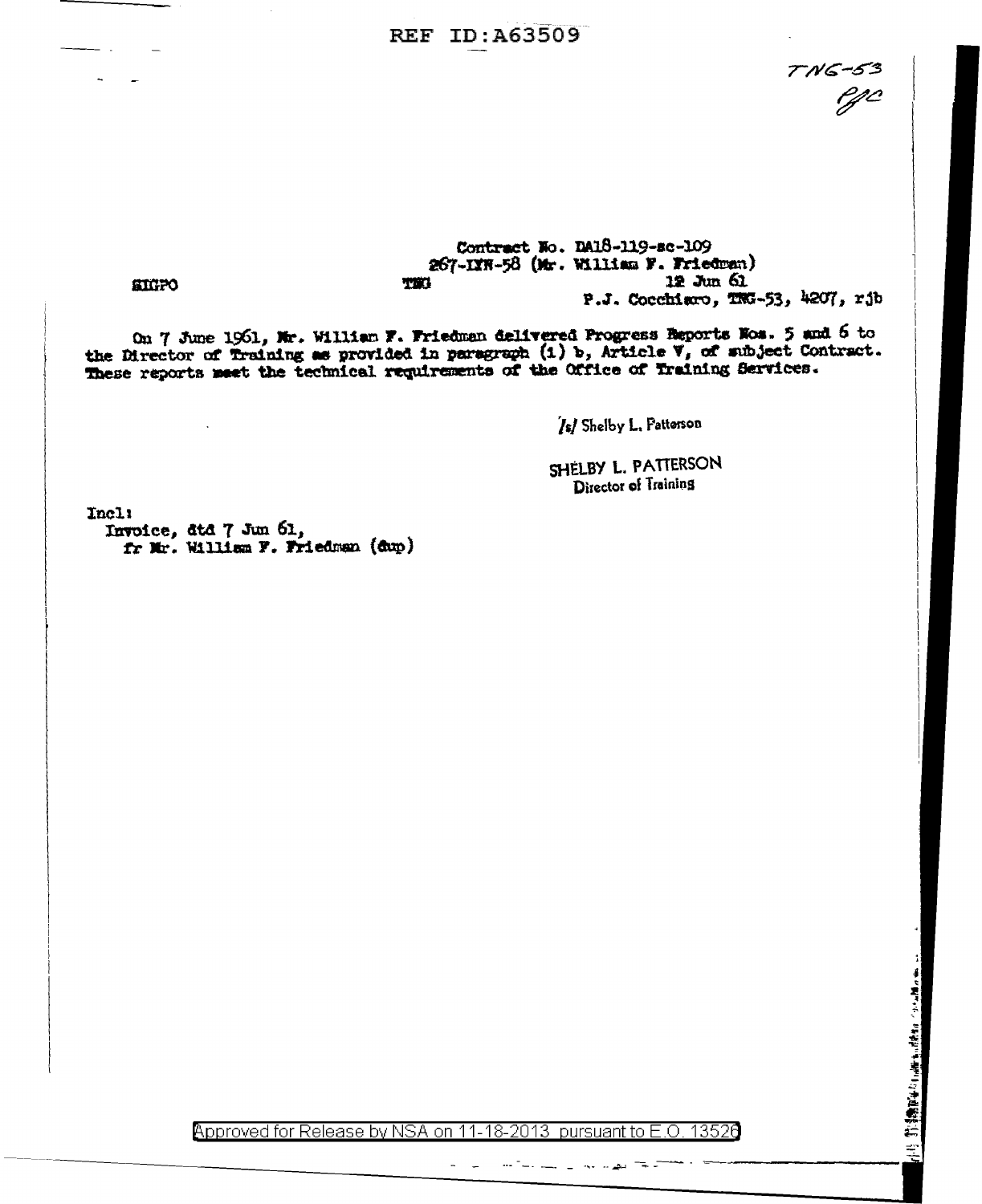REF ID:A63509

TNG-53
PJC

Contract No. DA18-119-sc-109
267-IYN-58 (Mr. William F. Friedman)

SIGPO

TNG

12 Jun 61
P.J. Cocchiaro, TNG-53, 4207, rjb

On 7 June 1961, Mr. William F. Friedman delivered Progress Reports Nos. 5 and 6 to the Director of Training as provided in paragraph (1) b, Article V, of subject Contract. These reports meet the technical requirements of the Office of Training Services.

/s/ Shelby L. Patterson

SHELBY L. PATTERSON
Director of Training

Incl:
Invoice, dtd 7 Jun 61,
fr Mr. William F. Friedman (dup)

Approved for Release by NSA on 11-18-2013 pursuant to E.O. 13526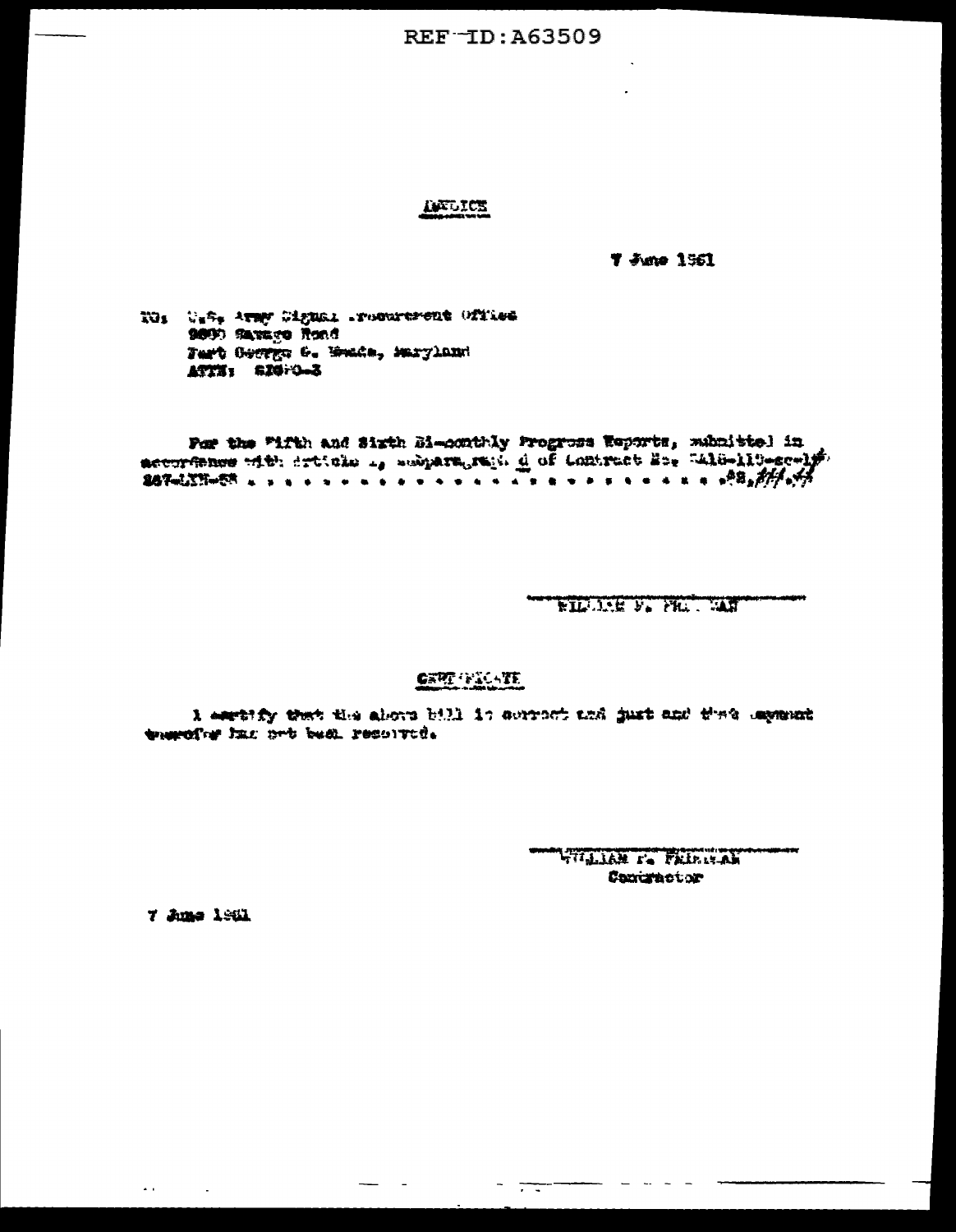REF ID:A63509

## INVOICE

7 June 1961

TO: U.S. Army Signal Procurement Office
9800 Savage Road
Fort George G. Meade, Maryland
ATTN: SIGPO-3

For the Fifth and Sixth Bi-monthly Progress Reports, submitted in accordance with Article 1, subparagraph d of Contract No. DA18-119-sc-1
287-LYN-58 . . . . . . . . . . . . . . . . . . . . . . . . $2,///./

WILLIAM F. FRIEDMAN

## CERTIFICATE

I certify that the above bill is correct and just and that payment therefor has not been received.

WILLIAM F. FRIEDMAN
Contractor

7 June 1961